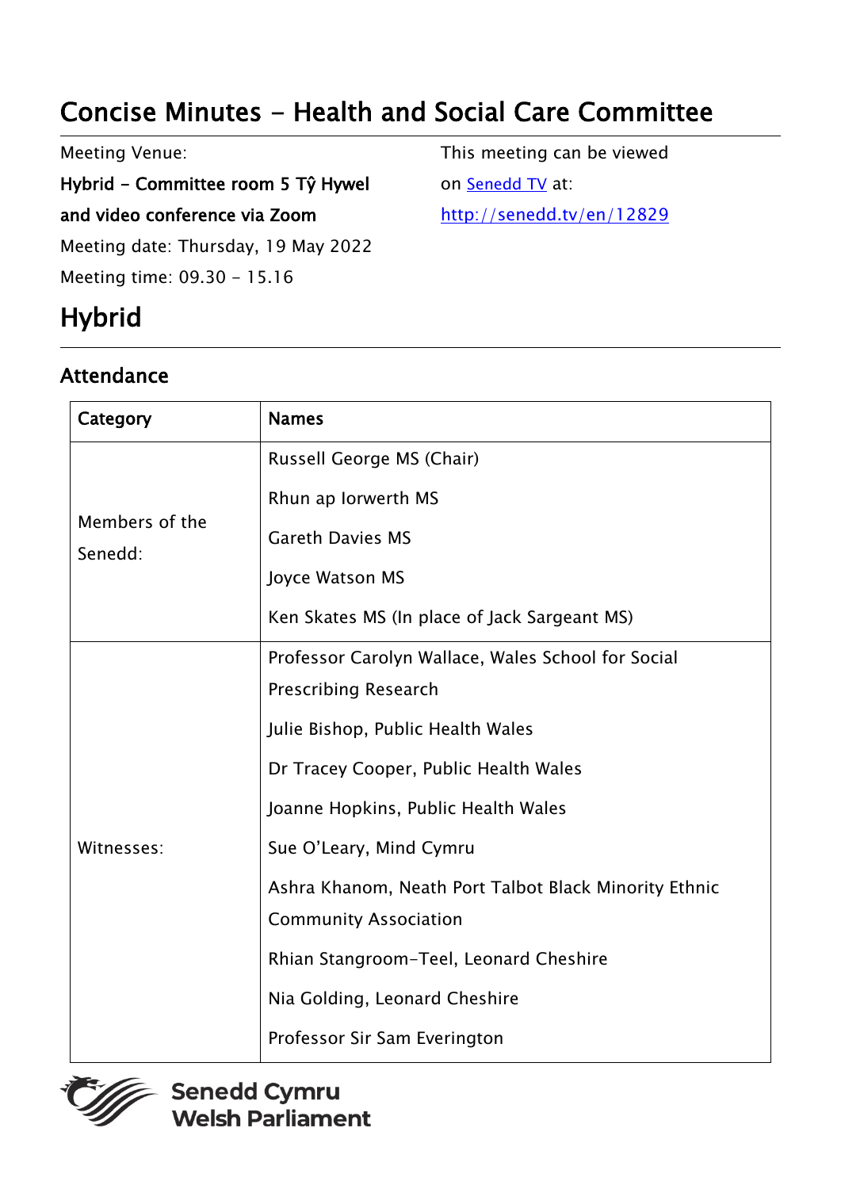# Concise Minutes - Health and Social Care Committee

Meeting Venue:

**Hybrid - Committee room 5 Tŷ Hywel and video conference via Zoom**

Meeting date: Thursday, 19 May 2022

Meeting time: 09.30 - 15.16

This meeting can be viewed on [Senedd TV](http://senedd.tv/en/12829) at:
http://senedd.tv/en/12829

## Hybrid

### Attendance

| Category | Names |
| --- | --- |
| Members of the Senedd: | Russell George MS (Chair)<br>Rhun ap Iorwerth MS<br>Gareth Davies MS<br>Joyce Watson MS<br>Ken Skates MS (In place of Jack Sargeant MS) |
| Witnesses: | Professor Carolyn Wallace, Wales School for Social Prescribing Research<br>Julie Bishop, Public Health Wales<br>Dr Tracey Cooper, Public Health Wales<br>Joanne Hopkins, Public Health Wales<br>Sue O'Leary, Mind Cymru<br>Ashra Khanom, Neath Port Talbot Black Minority Ethnic Community Association<br>Rhian Stangroom-Teel, Leonard Cheshire<br>Nia Golding, Leonard Cheshire<br>Professor Sir Sam Everington |

Senedd Cymru
Welsh Parliament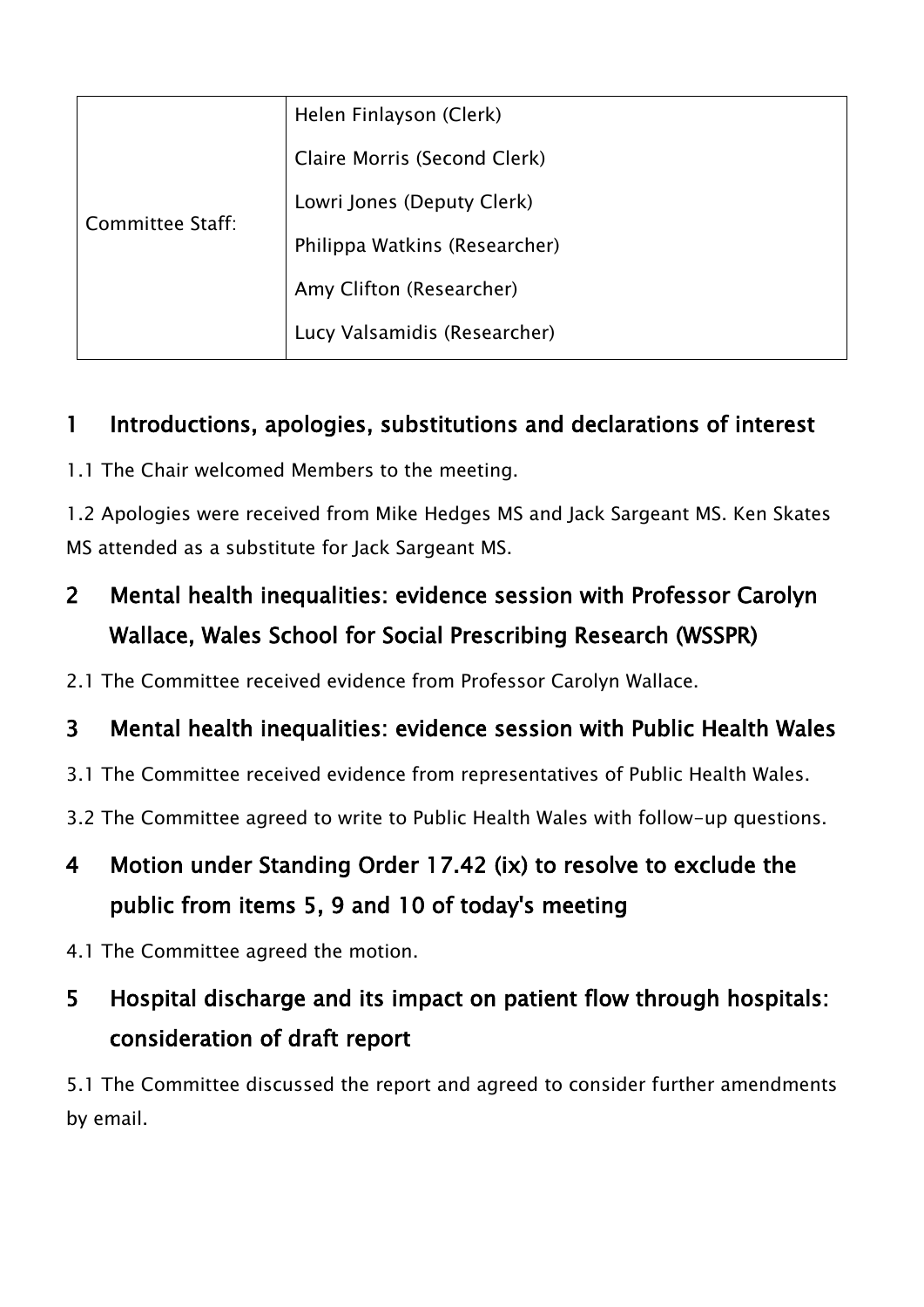| Committee Staff: | Helen Finlayson (Clerk)<br>Claire Morris (Second Clerk)<br>Lowri Jones (Deputy Clerk)<br>Philippa Watkins (Researcher)<br>Amy Clifton (Researcher)<br>Lucy Valsamidis (Researcher) |
| --- | --- |

## 1 Introductions, apologies, substitutions and declarations of interest

1.1 The Chair welcomed Members to the meeting.

1.2 Apologies were received from Mike Hedges MS and Jack Sargeant MS. Ken Skates MS attended as a substitute for Jack Sargeant MS.

## 2 Mental health inequalities: evidence session with Professor Carolyn Wallace, Wales School for Social Prescribing Research (WSSPR)

2.1 The Committee received evidence from Professor Carolyn Wallace.

## 3 Mental health inequalities: evidence session with Public Health Wales

3.1 The Committee received evidence from representatives of Public Health Wales.

3.2 The Committee agreed to write to Public Health Wales with follow-up questions.

## 4 Motion under Standing Order 17.42 (ix) to resolve to exclude the public from items 5, 9 and 10 of today's meeting

4.1 The Committee agreed the motion.

## 5 Hospital discharge and its impact on patient flow through hospitals: consideration of draft report

5.1 The Committee discussed the report and agreed to consider further amendments by email.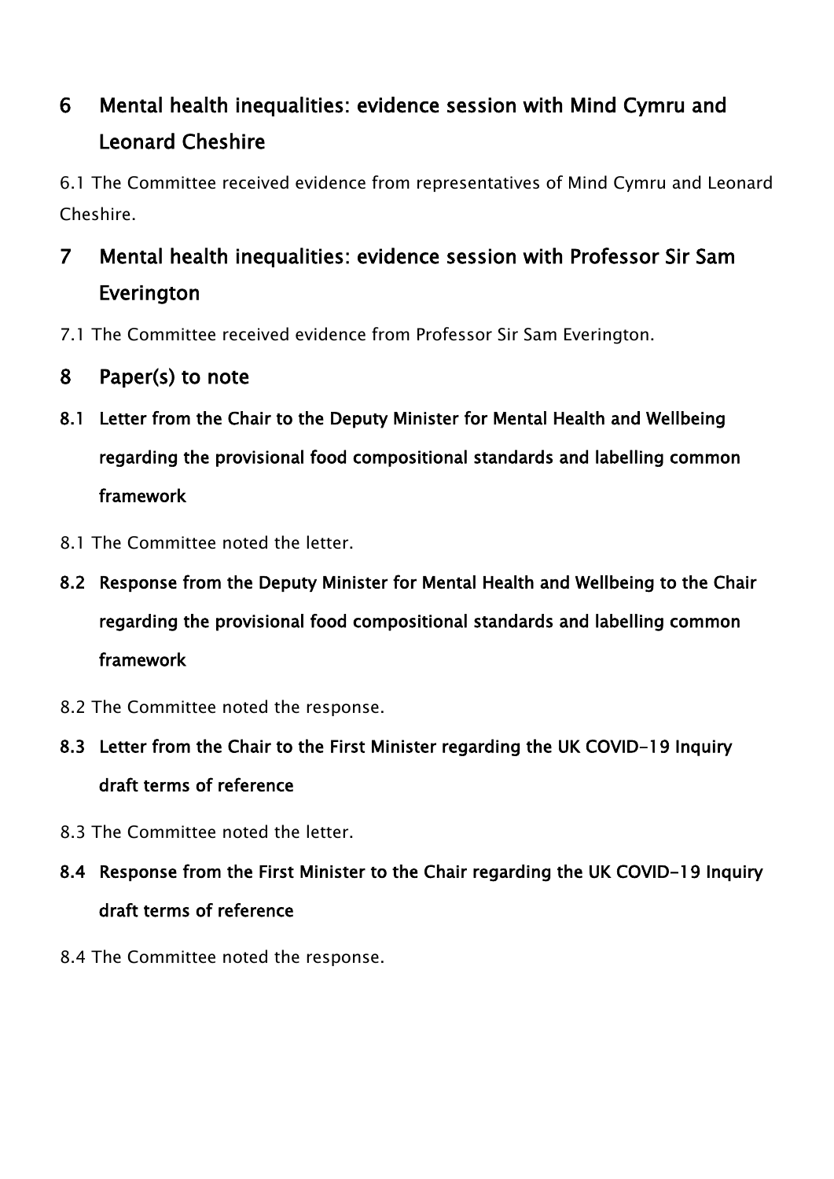## 6 Mental health inequalities: evidence session with Mind Cymru and Leonard Cheshire

6.1 The Committee received evidence from representatives of Mind Cymru and Leonard Cheshire.

## 7 Mental health inequalities: evidence session with Professor Sir Sam Everington

7.1 The Committee received evidence from Professor Sir Sam Everington.

## 8 Paper(s) to note

### 8.1 Letter from the Chair to the Deputy Minister for Mental Health and Wellbeing regarding the provisional food compositional standards and labelling common framework

8.1 The Committee noted the letter.

### 8.2 Response from the Deputy Minister for Mental Health and Wellbeing to the Chair regarding the provisional food compositional standards and labelling common framework

8.2 The Committee noted the response.

### 8.3 Letter from the Chair to the First Minister regarding the UK COVID-19 Inquiry draft terms of reference

8.3 The Committee noted the letter.

### 8.4 Response from the First Minister to the Chair regarding the UK COVID-19 Inquiry draft terms of reference

8.4 The Committee noted the response.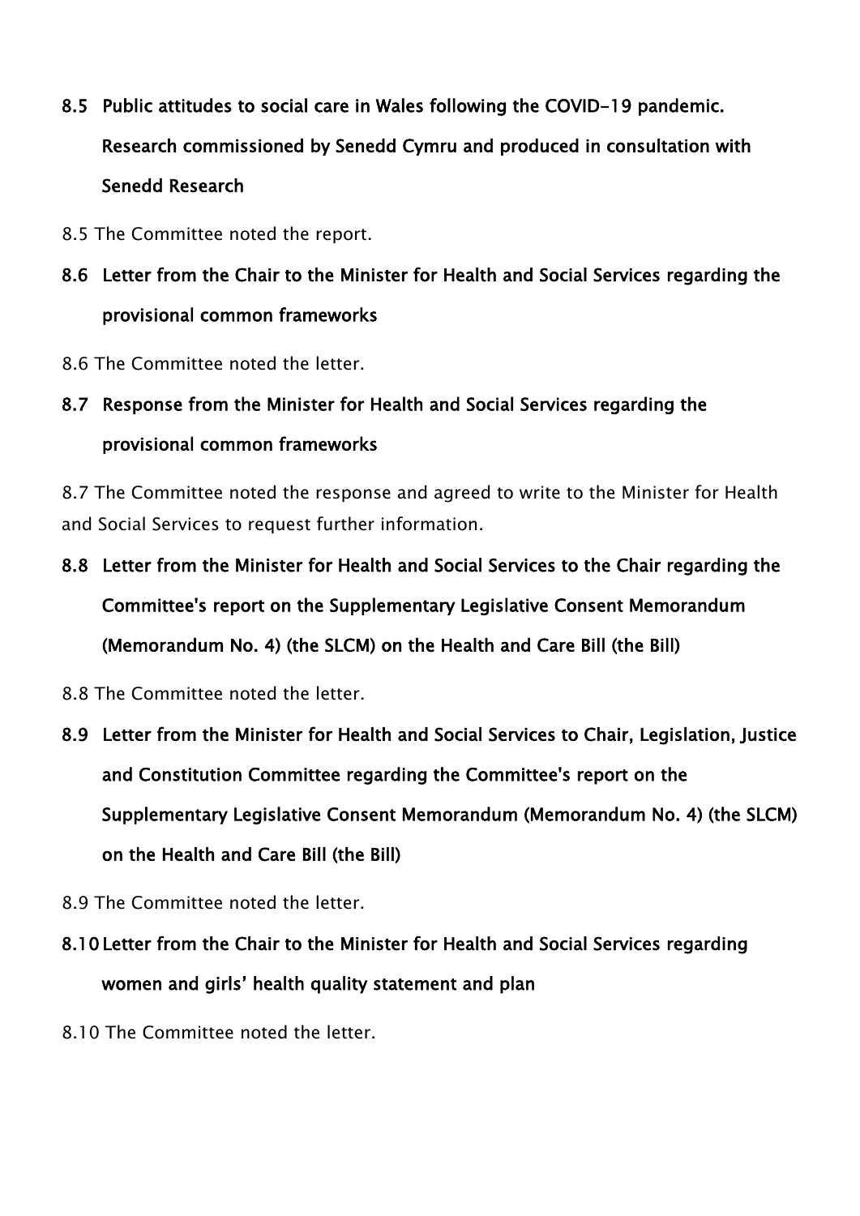**8.5 Public attitudes to social care in Wales following the COVID-19 pandemic. Research commissioned by Senedd Cymru and produced in consultation with Senedd Research**

8.5 The Committee noted the report.

**8.6 Letter from the Chair to the Minister for Health and Social Services regarding the provisional common frameworks**

8.6 The Committee noted the letter.

**8.7 Response from the Minister for Health and Social Services regarding the provisional common frameworks**

8.7 The Committee noted the response and agreed to write to the Minister for Health and Social Services to request further information.

**8.8 Letter from the Minister for Health and Social Services to the Chair regarding the Committee's report on the Supplementary Legislative Consent Memorandum (Memorandum No. 4) (the SLCM) on the Health and Care Bill (the Bill)**

8.8 The Committee noted the letter.

**8.9 Letter from the Minister for Health and Social Services to Chair, Legislation, Justice and Constitution Committee regarding the Committee's report on the Supplementary Legislative Consent Memorandum (Memorandum No. 4) (the SLCM) on the Health and Care Bill (the Bill)**

8.9 The Committee noted the letter.

**8.10 Letter from the Chair to the Minister for Health and Social Services regarding women and girls' health quality statement and plan**

8.10 The Committee noted the letter.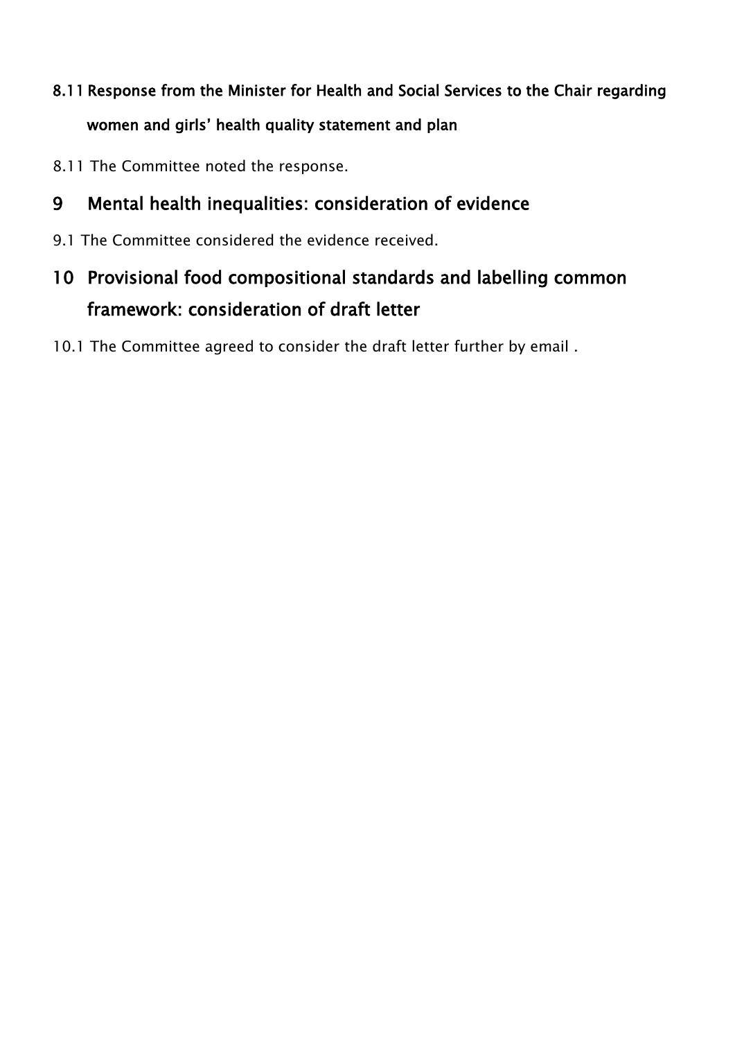### 8.11 Response from the Minister for Health and Social Services to the Chair regarding women and girls' health quality statement and plan

8.11 The Committee noted the response.

## 9 Mental health inequalities: consideration of evidence

9.1 The Committee considered the evidence received.

## 10 Provisional food compositional standards and labelling common framework: consideration of draft letter

10.1 The Committee agreed to consider the draft letter further by email .